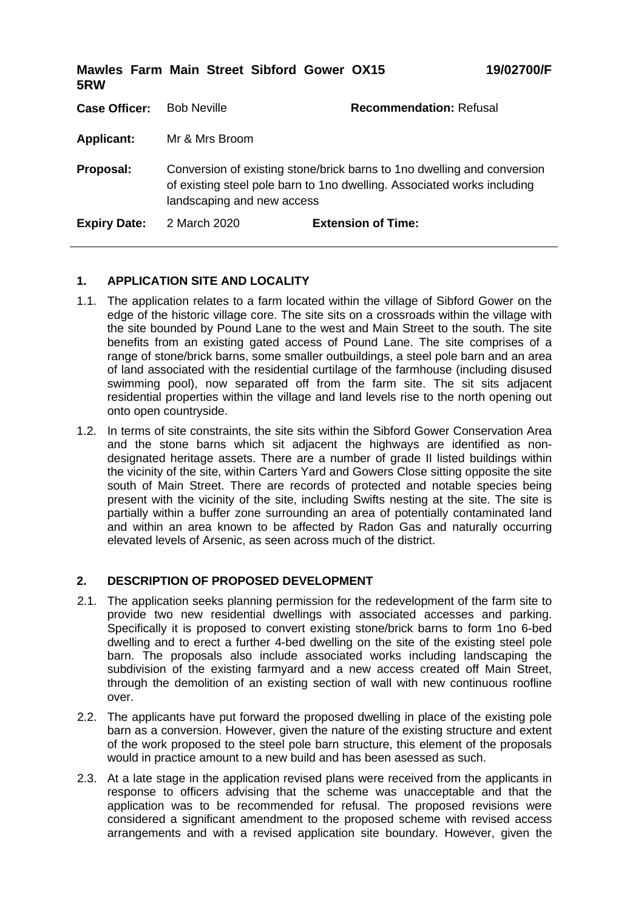**Mawles Farm Main Street Sibford Gower OX15 5RW** **19/02700/F**

| | | | |
|---|---|---|---|
| **Case Officer:** | Bob Neville | **Recommendation:** Refusal | |
| **Applicant:** | Mr & Mrs Broom | | |
| **Proposal:** | Conversion of existing stone/brick barns to 1no dwelling and conversion of existing steel pole barn to 1no dwelling. Associated works including landscaping and new access | | |
| **Expiry Date:** | 2 March 2020 | **Extension of Time:** | |

## 1. APPLICATION SITE AND LOCALITY

1.1. The application relates to a farm located within the village of Sibford Gower on the edge of the historic village core. The site sits on a crossroads within the village with the site bounded by Pound Lane to the west and Main Street to the south. The site benefits from an existing gated access of Pound Lane. The site comprises of a range of stone/brick barns, some smaller outbuildings, a steel pole barn and an area of land associated with the residential curtilage of the farmhouse (including disused swimming pool), now separated off from the farm site. The sit sits adjacent residential properties within the village and land levels rise to the north opening out onto open countryside.

1.2. In terms of site constraints, the site sits within the Sibford Gower Conservation Area and the stone barns which sit adjacent the highways are identified as non-designated heritage assets. There are a number of grade II listed buildings within the vicinity of the site, within Carters Yard and Gowers Close sitting opposite the site south of Main Street. There are records of protected and notable species being present with the vicinity of the site, including Swifts nesting at the site. The site is partially within a buffer zone surrounding an area of potentially contaminated land and within an area known to be affected by Radon Gas and naturally occurring elevated levels of Arsenic, as seen across much of the district.

## 2. DESCRIPTION OF PROPOSED DEVELOPMENT

2.1. The application seeks planning permission for the redevelopment of the farm site to provide two new residential dwellings with associated accesses and parking. Specifically it is proposed to convert existing stone/brick barns to form 1no 6-bed dwelling and to erect a further 4-bed dwelling on the site of the existing steel pole barn. The proposals also include associated works including landscaping the subdivision of the existing farmyard and a new access created off Main Street, through the demolition of an existing section of wall with new continuous roofline over.

2.2. The applicants have put forward the proposed dwelling in place of the existing pole barn as a conversion. However, given the nature of the existing structure and extent of the work proposed to the steel pole barn structure, this element of the proposals would in practice amount to a new build and has been asessed as such.

2.3. At a late stage in the application revised plans were received from the applicants in response to officers advising that the scheme was unacceptable and that the application was to be recommended for refusal. The proposed revisions were considered a significant amendment to the proposed scheme with revised access arrangements and with a revised application site boundary. However, given the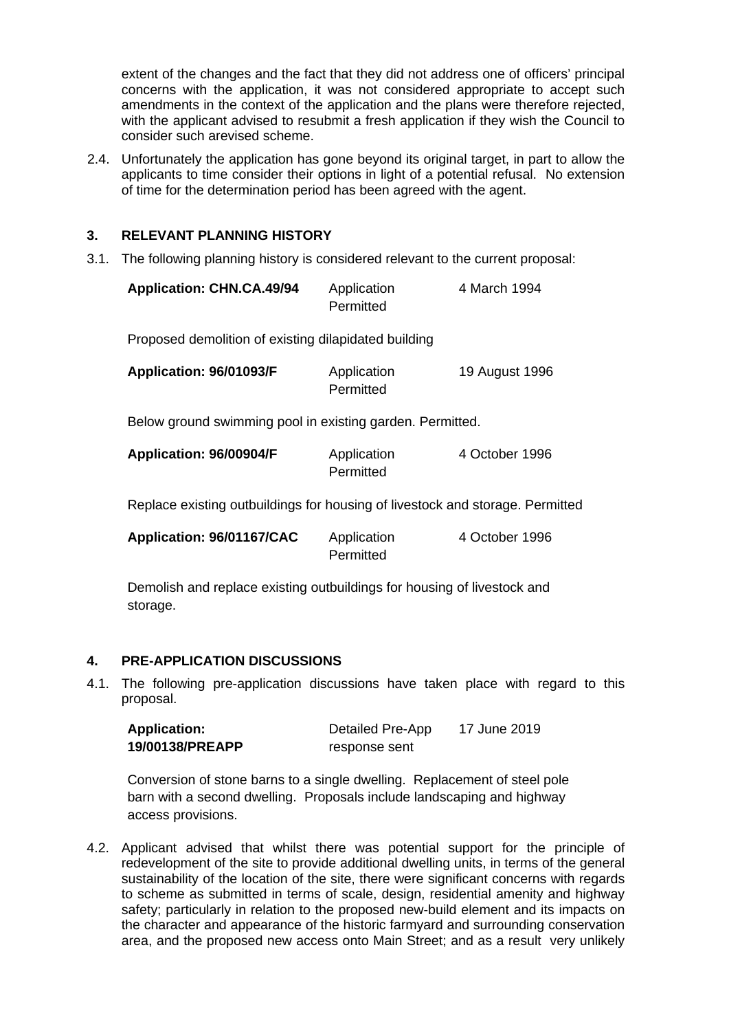extent of the changes and the fact that they did not address one of officers' principal concerns with the application, it was not considered appropriate to accept such amendments in the context of the application and the plans were therefore rejected, with the applicant advised to resubmit a fresh application if they wish the Council to consider such arevised scheme.

2.4. Unfortunately the application has gone beyond its original target, in part to allow the applicants to time consider their options in light of a potential refusal. No extension of time for the determination period has been agreed with the agent.

### 3. RELEVANT PLANNING HISTORY

3.1. The following planning history is considered relevant to the current proposal:

| **Application: CHN.CA.49/94** | Application Permitted | 4 March 1994 |
|---|---|---|

Proposed demolition of existing dilapidated building

| **Application: 96/01093/F** | Application Permitted | 19 August 1996 |
|---|---|---|

Below ground swimming pool in existing garden. Permitted.

| **Application: 96/00904/F** | Application Permitted | 4 October 1996 |
|---|---|---|

Replace existing outbuildings for housing of livestock and storage. Permitted

| **Application: 96/01167/CAC** | Application Permitted | 4 October 1996 |
|---|---|---|

Demolish and replace existing outbuildings for housing of livestock and storage.

### 4. PRE-APPLICATION DISCUSSIONS

4.1. The following pre-application discussions have taken place with regard to this proposal.

| **Application: 19/00138/PREAPP** | Detailed Pre-App response sent | 17 June 2019 |
|---|---|---|

Conversion of stone barns to a single dwelling. Replacement of steel pole barn with a second dwelling. Proposals include landscaping and highway access provisions.

4.2. Applicant advised that whilst there was potential support for the principle of redevelopment of the site to provide additional dwelling units, in terms of the general sustainability of the location of the site, there were significant concerns with regards to scheme as submitted in terms of scale, design, residential amenity and highway safety; particularly in relation to the proposed new-build element and its impacts on the character and appearance of the historic farmyard and surrounding conservation area, and the proposed new access onto Main Street; and as a result very unlikely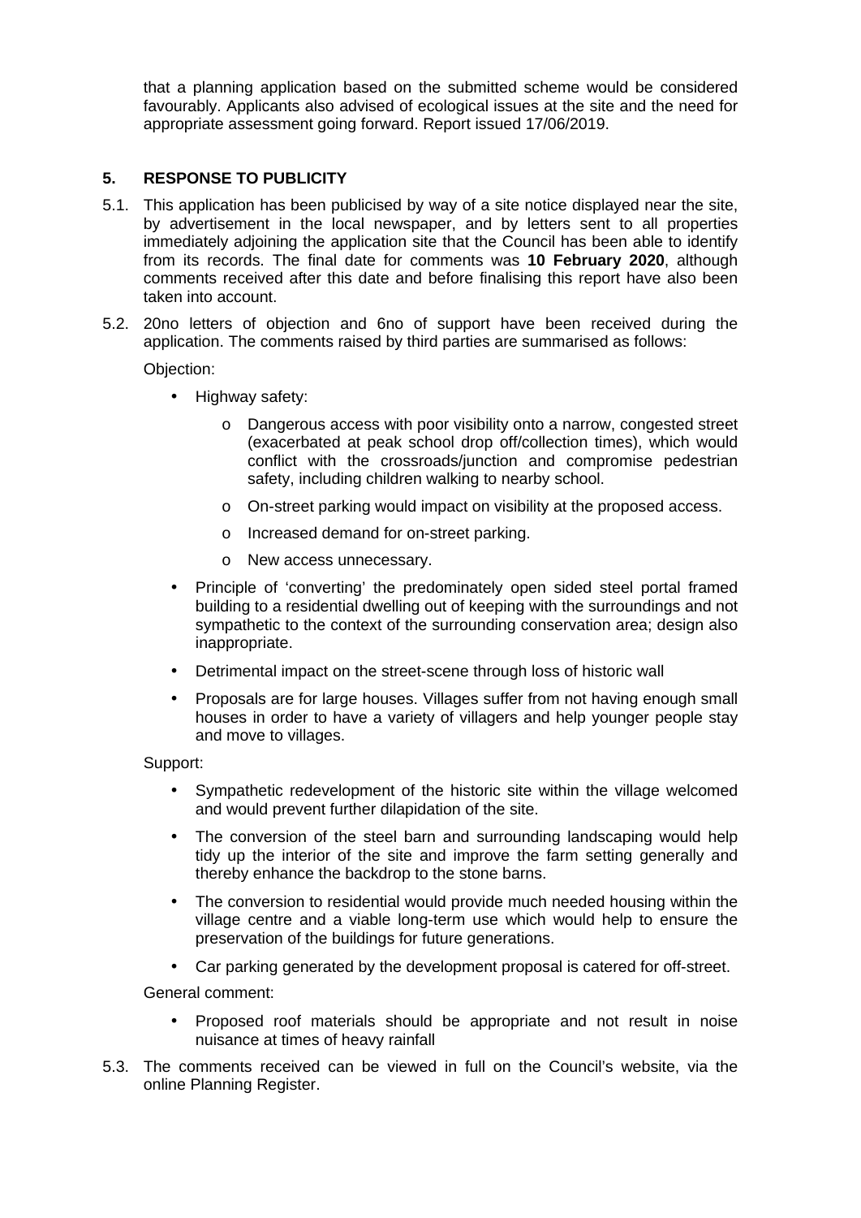that a planning application based on the submitted scheme would be considered favourably. Applicants also advised of ecological issues at the site and the need for appropriate assessment going forward. Report issued 17/06/2019.

## 5. RESPONSE TO PUBLICITY

5.1. This application has been publicised by way of a site notice displayed near the site, by advertisement in the local newspaper, and by letters sent to all properties immediately adjoining the application site that the Council has been able to identify from its records. The final date for comments was **10 February 2020**, although comments received after this date and before finalising this report have also been taken into account.

5.2. 20no letters of objection and 6no of support have been received during the application. The comments raised by third parties are summarised as follows:

Objection:

- Highway safety:
  - Dangerous access with poor visibility onto a narrow, congested street (exacerbated at peak school drop off/collection times), which would conflict with the crossroads/junction and compromise pedestrian safety, including children walking to nearby school.
  - On-street parking would impact on visibility at the proposed access.
  - Increased demand for on-street parking.
  - New access unnecessary.
- Principle of 'converting' the predominately open sided steel portal framed building to a residential dwelling out of keeping with the surroundings and not sympathetic to the context of the surrounding conservation area; design also inappropriate.
- Detrimental impact on the street-scene through loss of historic wall
- Proposals are for large houses. Villages suffer from not having enough small houses in order to have a variety of villagers and help younger people stay and move to villages.

Support:

- Sympathetic redevelopment of the historic site within the village welcomed and would prevent further dilapidation of the site.
- The conversion of the steel barn and surrounding landscaping would help tidy up the interior of the site and improve the farm setting generally and thereby enhance the backdrop to the stone barns.
- The conversion to residential would provide much needed housing within the village centre and a viable long-term use which would help to ensure the preservation of the buildings for future generations.
- Car parking generated by the development proposal is catered for off-street.

General comment:

- Proposed roof materials should be appropriate and not result in noise nuisance at times of heavy rainfall

5.3. The comments received can be viewed in full on the Council's website, via the online Planning Register.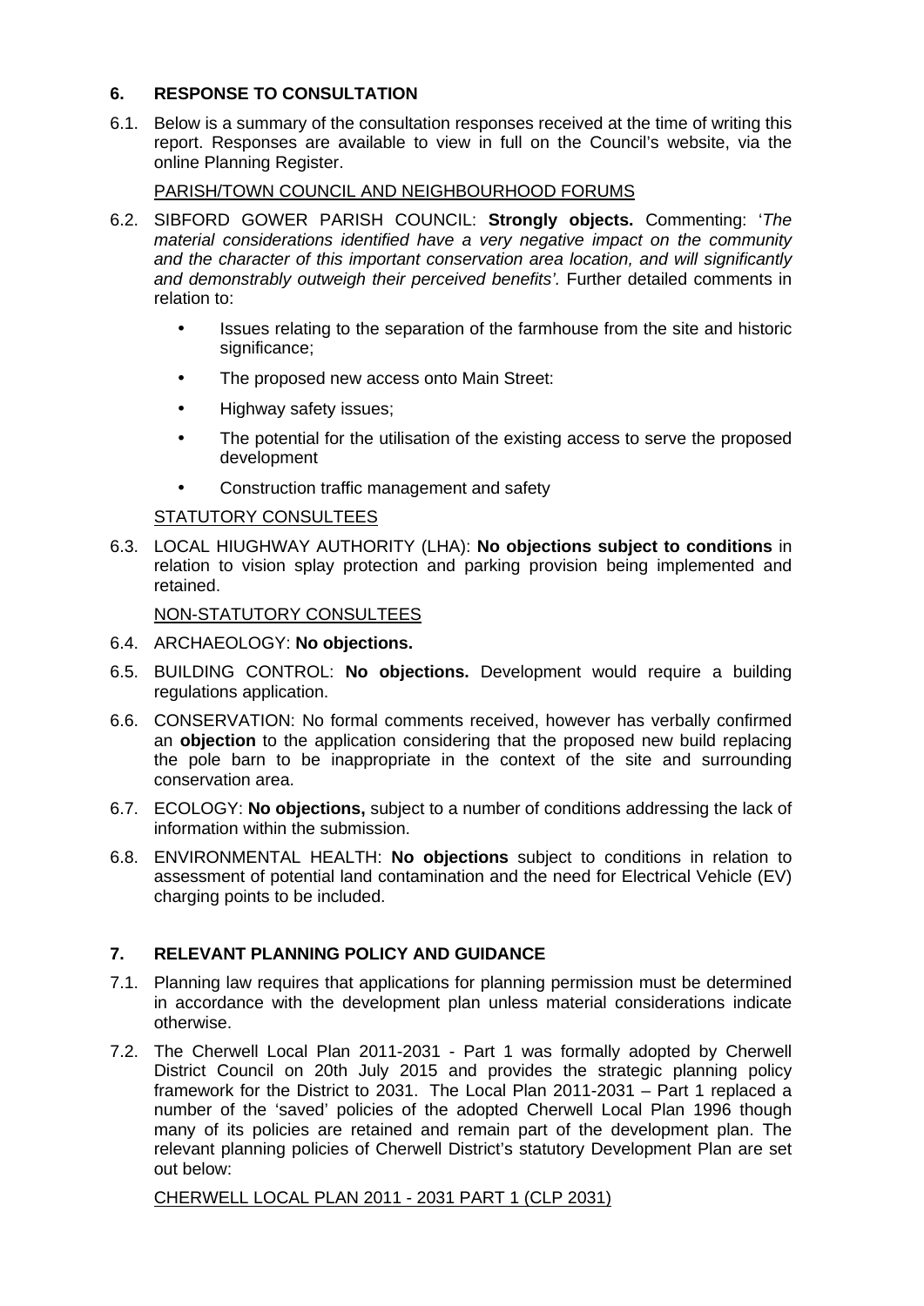## 6. RESPONSE TO CONSULTATION

6.1. Below is a summary of the consultation responses received at the time of writing this report. Responses are available to view in full on the Council's website, via the online Planning Register.

PARISH/TOWN COUNCIL AND NEIGHBOURHOOD FORUMS

6.2. SIBFORD GOWER PARISH COUNCIL: **Strongly objects.** Commenting: '*The material considerations identified have a very negative impact on the community and the character of this important conservation area location, and will significantly and demonstrably outweigh their perceived benefits'.* Further detailed comments in relation to:

- Issues relating to the separation of the farmhouse from the site and historic significance;
- The proposed new access onto Main Street:
- Highway safety issues;
- The potential for the utilisation of the existing access to serve the proposed development
- Construction traffic management and safety

STATUTORY CONSULTEES

6.3. LOCAL HIUGHWAY AUTHORITY (LHA): **No objections subject to conditions** in relation to vision splay protection and parking provision being implemented and retained.

NON-STATUTORY CONSULTEES

6.4. ARCHAEOLOGY: **No objections.**

6.5. BUILDING CONTROL: **No objections.** Development would require a building regulations application.

6.6. CONSERVATION: No formal comments received, however has verbally confirmed an **objection** to the application considering that the proposed new build replacing the pole barn to be inappropriate in the context of the site and surrounding conservation area.

6.7. ECOLOGY: **No objections,** subject to a number of conditions addressing the lack of information within the submission.

6.8. ENVIRONMENTAL HEALTH: **No objections** subject to conditions in relation to assessment of potential land contamination and the need for Electrical Vehicle (EV) charging points to be included.

## 7. RELEVANT PLANNING POLICY AND GUIDANCE

7.1. Planning law requires that applications for planning permission must be determined in accordance with the development plan unless material considerations indicate otherwise.

7.2. The Cherwell Local Plan 2011-2031 - Part 1 was formally adopted by Cherwell District Council on 20th July 2015 and provides the strategic planning policy framework for the District to 2031. The Local Plan 2011-2031 – Part 1 replaced a number of the 'saved' policies of the adopted Cherwell Local Plan 1996 though many of its policies are retained and remain part of the development plan. The relevant planning policies of Cherwell District's statutory Development Plan are set out below:

CHERWELL LOCAL PLAN 2011 - 2031 PART 1 (CLP 2031)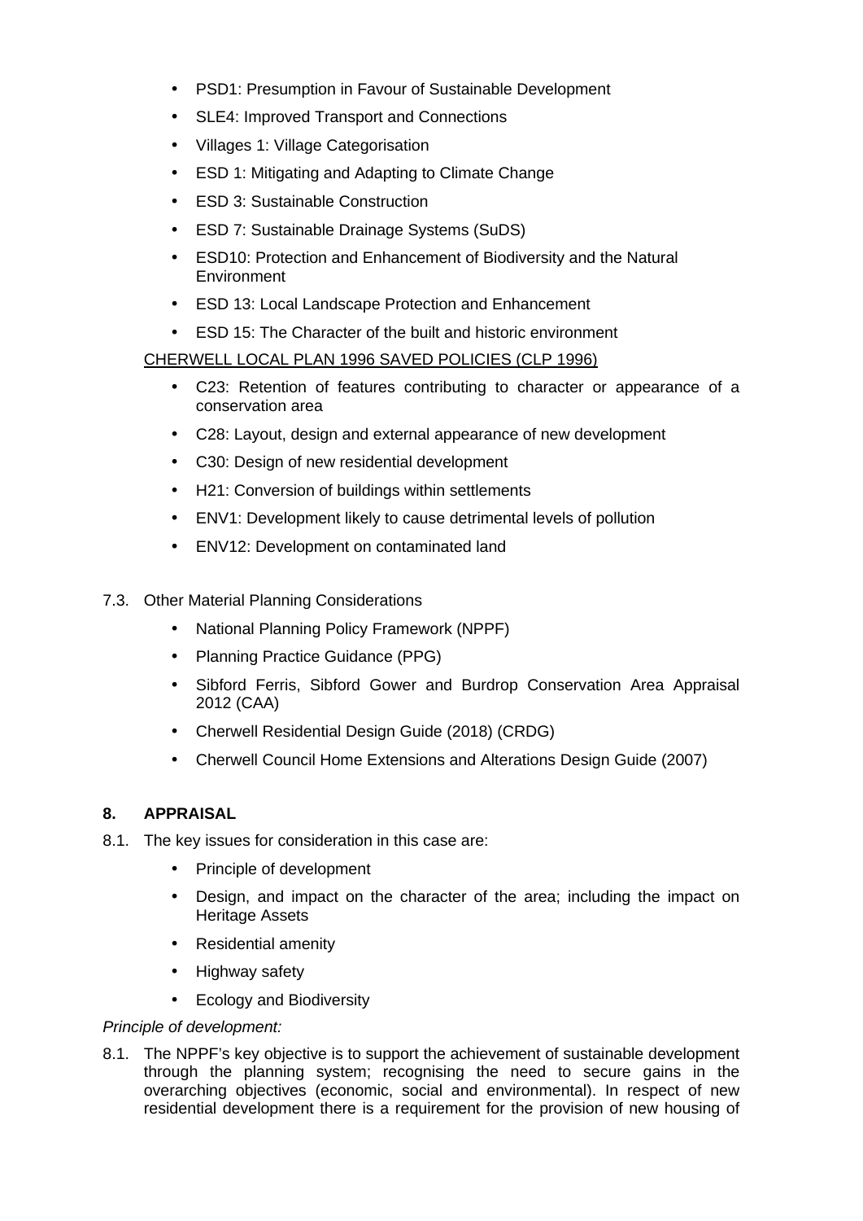- PSD1: Presumption in Favour of Sustainable Development
- SLE4: Improved Transport and Connections
- Villages 1: Village Categorisation
- ESD 1: Mitigating and Adapting to Climate Change
- ESD 3: Sustainable Construction
- ESD 7: Sustainable Drainage Systems (SuDS)
- ESD10: Protection and Enhancement of Biodiversity and the Natural Environment
- ESD 13: Local Landscape Protection and Enhancement
- ESD 15: The Character of the built and historic environment

CHERWELL LOCAL PLAN 1996 SAVED POLICIES (CLP 1996)

- C23: Retention of features contributing to character or appearance of a conservation area
- C28: Layout, design and external appearance of new development
- C30: Design of new residential development
- H21: Conversion of buildings within settlements
- ENV1: Development likely to cause detrimental levels of pollution
- ENV12: Development on contaminated land

7.3. Other Material Planning Considerations

- National Planning Policy Framework (NPPF)
- Planning Practice Guidance (PPG)
- Sibford Ferris, Sibford Gower and Burdrop Conservation Area Appraisal 2012 (CAA)
- Cherwell Residential Design Guide (2018) (CRDG)
- Cherwell Council Home Extensions and Alterations Design Guide (2007)

## 8. APPRAISAL

8.1. The key issues for consideration in this case are:

- Principle of development
- Design, and impact on the character of the area; including the impact on Heritage Assets
- Residential amenity
- Highway safety
- Ecology and Biodiversity

*Principle of development:*

8.1. The NPPF's key objective is to support the achievement of sustainable development through the planning system; recognising the need to secure gains in the overarching objectives (economic, social and environmental). In respect of new residential development there is a requirement for the provision of new housing of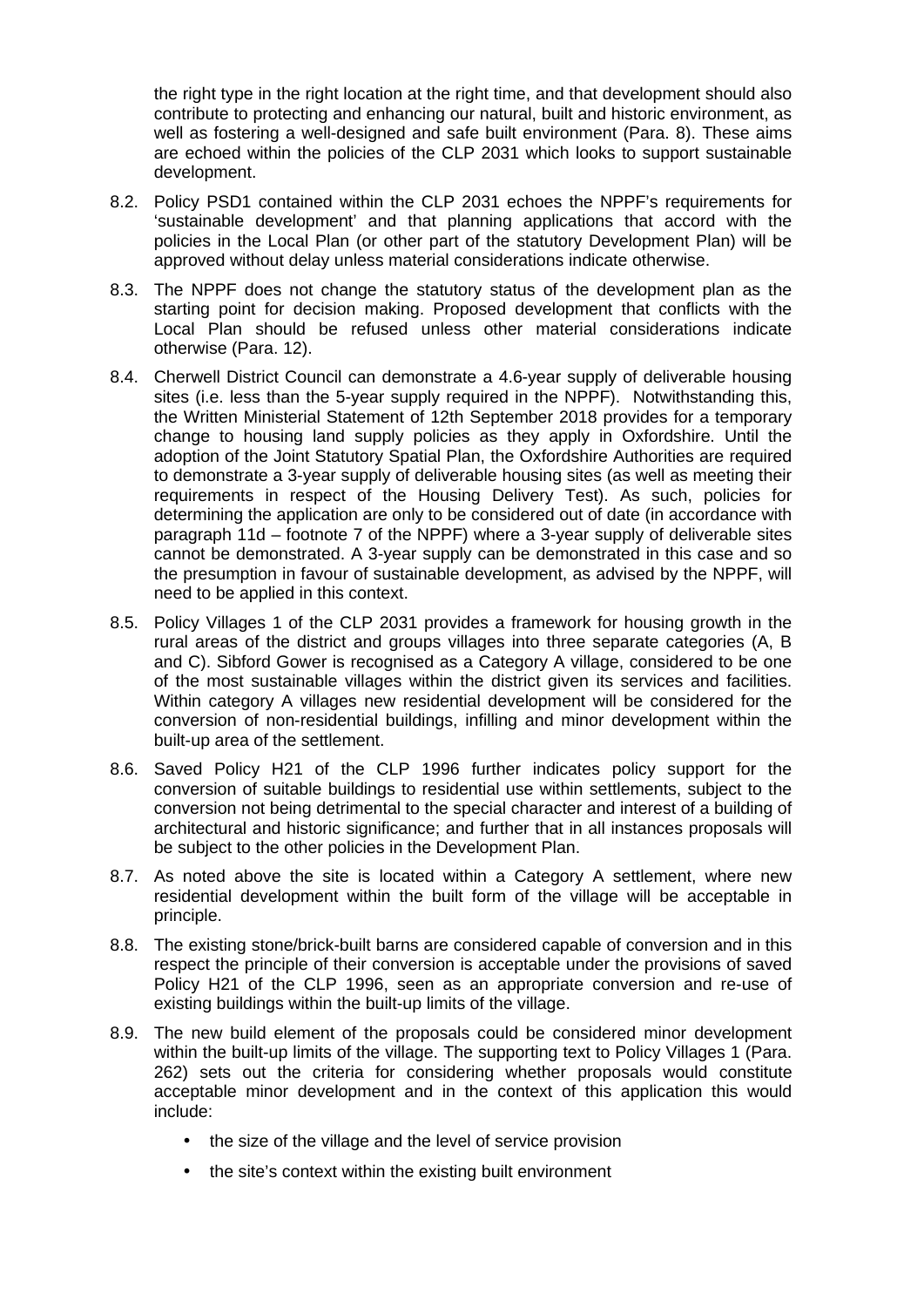the right type in the right location at the right time, and that development should also contribute to protecting and enhancing our natural, built and historic environment, as well as fostering a well-designed and safe built environment (Para. 8). These aims are echoed within the policies of the CLP 2031 which looks to support sustainable development.

8.2. Policy PSD1 contained within the CLP 2031 echoes the NPPF's requirements for 'sustainable development' and that planning applications that accord with the policies in the Local Plan (or other part of the statutory Development Plan) will be approved without delay unless material considerations indicate otherwise.

8.3. The NPPF does not change the statutory status of the development plan as the starting point for decision making. Proposed development that conflicts with the Local Plan should be refused unless other material considerations indicate otherwise (Para. 12).

8.4. Cherwell District Council can demonstrate a 4.6-year supply of deliverable housing sites (i.e. less than the 5-year supply required in the NPPF). Notwithstanding this, the Written Ministerial Statement of 12th September 2018 provides for a temporary change to housing land supply policies as they apply in Oxfordshire. Until the adoption of the Joint Statutory Spatial Plan, the Oxfordshire Authorities are required to demonstrate a 3-year supply of deliverable housing sites (as well as meeting their requirements in respect of the Housing Delivery Test). As such, policies for determining the application are only to be considered out of date (in accordance with paragraph 11d – footnote 7 of the NPPF) where a 3-year supply of deliverable sites cannot be demonstrated. A 3-year supply can be demonstrated in this case and so the presumption in favour of sustainable development, as advised by the NPPF, will need to be applied in this context.

8.5. Policy Villages 1 of the CLP 2031 provides a framework for housing growth in the rural areas of the district and groups villages into three separate categories (A, B and C). Sibford Gower is recognised as a Category A village, considered to be one of the most sustainable villages within the district given its services and facilities. Within category A villages new residential development will be considered for the conversion of non-residential buildings, infilling and minor development within the built-up area of the settlement.

8.6. Saved Policy H21 of the CLP 1996 further indicates policy support for the conversion of suitable buildings to residential use within settlements, subject to the conversion not being detrimental to the special character and interest of a building of architectural and historic significance; and further that in all instances proposals will be subject to the other policies in the Development Plan.

8.7. As noted above the site is located within a Category A settlement, where new residential development within the built form of the village will be acceptable in principle.

8.8. The existing stone/brick-built barns are considered capable of conversion and in this respect the principle of their conversion is acceptable under the provisions of saved Policy H21 of the CLP 1996, seen as an appropriate conversion and re-use of existing buildings within the built-up limits of the village.

8.9. The new build element of the proposals could be considered minor development within the built-up limits of the village. The supporting text to Policy Villages 1 (Para. 262) sets out the criteria for considering whether proposals would constitute acceptable minor development and in the context of this application this would include:

- the size of the village and the level of service provision
- the site's context within the existing built environment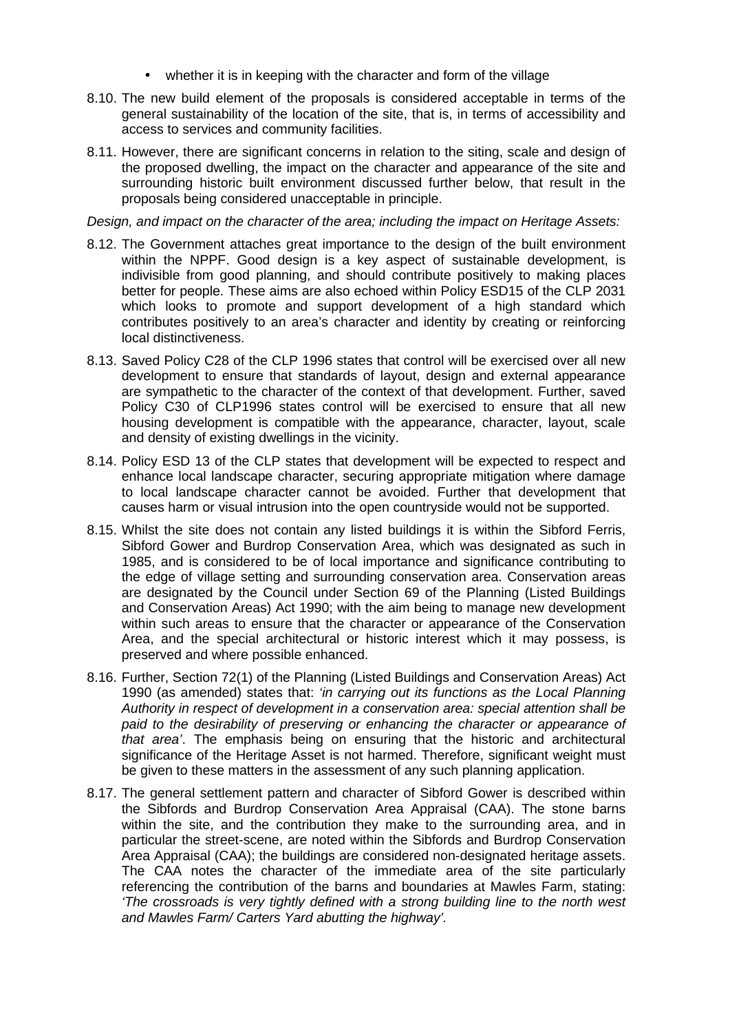- whether it is in keeping with the character and form of the village

8.10. The new build element of the proposals is considered acceptable in terms of the general sustainability of the location of the site, that is, in terms of accessibility and access to services and community facilities.

8.11. However, there are significant concerns in relation to the siting, scale and design of the proposed dwelling, the impact on the character and appearance of the site and surrounding historic built environment discussed further below, that result in the proposals being considered unacceptable in principle.

*Design, and impact on the character of the area; including the impact on Heritage Assets:*

8.12. The Government attaches great importance to the design of the built environment within the NPPF. Good design is a key aspect of sustainable development, is indivisible from good planning, and should contribute positively to making places better for people. These aims are also echoed within Policy ESD15 of the CLP 2031 which looks to promote and support development of a high standard which contributes positively to an area's character and identity by creating or reinforcing local distinctiveness.

8.13. Saved Policy C28 of the CLP 1996 states that control will be exercised over all new development to ensure that standards of layout, design and external appearance are sympathetic to the character of the context of that development. Further, saved Policy C30 of CLP1996 states control will be exercised to ensure that all new housing development is compatible with the appearance, character, layout, scale and density of existing dwellings in the vicinity.

8.14. Policy ESD 13 of the CLP states that development will be expected to respect and enhance local landscape character, securing appropriate mitigation where damage to local landscape character cannot be avoided. Further that development that causes harm or visual intrusion into the open countryside would not be supported.

8.15. Whilst the site does not contain any listed buildings it is within the Sibford Ferris, Sibford Gower and Burdrop Conservation Area, which was designated as such in 1985, and is considered to be of local importance and significance contributing to the edge of village setting and surrounding conservation area. Conservation areas are designated by the Council under Section 69 of the Planning (Listed Buildings and Conservation Areas) Act 1990; with the aim being to manage new development within such areas to ensure that the character or appearance of the Conservation Area, and the special architectural or historic interest which it may possess, is preserved and where possible enhanced.

8.16. Further, Section 72(1) of the Planning (Listed Buildings and Conservation Areas) Act 1990 (as amended) states that: *'in carrying out its functions as the Local Planning Authority in respect of development in a conservation area: special attention shall be paid to the desirability of preserving or enhancing the character or appearance of that area'*. The emphasis being on ensuring that the historic and architectural significance of the Heritage Asset is not harmed. Therefore, significant weight must be given to these matters in the assessment of any such planning application.

8.17. The general settlement pattern and character of Sibford Gower is described within the Sibfords and Burdrop Conservation Area Appraisal (CAA). The stone barns within the site, and the contribution they make to the surrounding area, and in particular the street-scene, are noted within the Sibfords and Burdrop Conservation Area Appraisal (CAA); the buildings are considered non-designated heritage assets. The CAA notes the character of the immediate area of the site particularly referencing the contribution of the barns and boundaries at Mawles Farm, stating: *'The crossroads is very tightly defined with a strong building line to the north west and Mawles Farm/ Carters Yard abutting the highway'.*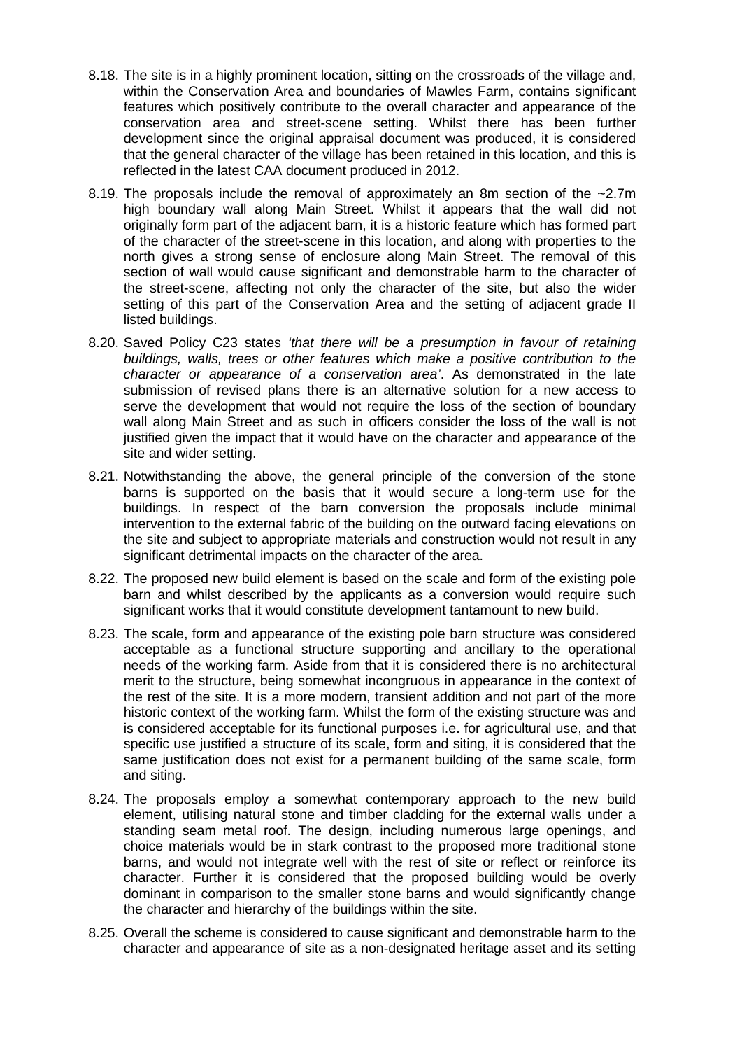8.18. The site is in a highly prominent location, sitting on the crossroads of the village and, within the Conservation Area and boundaries of Mawles Farm, contains significant features which positively contribute to the overall character and appearance of the conservation area and street-scene setting. Whilst there has been further development since the original appraisal document was produced, it is considered that the general character of the village has been retained in this location, and this is reflected in the latest CAA document produced in 2012.

8.19. The proposals include the removal of approximately an 8m section of the ~2.7m high boundary wall along Main Street. Whilst it appears that the wall did not originally form part of the adjacent barn, it is a historic feature which has formed part of the character of the street-scene in this location, and along with properties to the north gives a strong sense of enclosure along Main Street. The removal of this section of wall would cause significant and demonstrable harm to the character of the street-scene, affecting not only the character of the site, but also the wider setting of this part of the Conservation Area and the setting of adjacent grade II listed buildings.

8.20. Saved Policy C23 states *'that there will be a presumption in favour of retaining buildings, walls, trees or other features which make a positive contribution to the character or appearance of a conservation area'*. As demonstrated in the late submission of revised plans there is an alternative solution for a new access to serve the development that would not require the loss of the section of boundary wall along Main Street and as such in officers consider the loss of the wall is not justified given the impact that it would have on the character and appearance of the site and wider setting.

8.21. Notwithstanding the above, the general principle of the conversion of the stone barns is supported on the basis that it would secure a long-term use for the buildings. In respect of the barn conversion the proposals include minimal intervention to the external fabric of the building on the outward facing elevations on the site and subject to appropriate materials and construction would not result in any significant detrimental impacts on the character of the area.

8.22. The proposed new build element is based on the scale and form of the existing pole barn and whilst described by the applicants as a conversion would require such significant works that it would constitute development tantamount to new build.

8.23. The scale, form and appearance of the existing pole barn structure was considered acceptable as a functional structure supporting and ancillary to the operational needs of the working farm. Aside from that it is considered there is no architectural merit to the structure, being somewhat incongruous in appearance in the context of the rest of the site. It is a more modern, transient addition and not part of the more historic context of the working farm. Whilst the form of the existing structure was and is considered acceptable for its functional purposes i.e. for agricultural use, and that specific use justified a structure of its scale, form and siting, it is considered that the same justification does not exist for a permanent building of the same scale, form and siting.

8.24. The proposals employ a somewhat contemporary approach to the new build element, utilising natural stone and timber cladding for the external walls under a standing seam metal roof. The design, including numerous large openings, and choice materials would be in stark contrast to the proposed more traditional stone barns, and would not integrate well with the rest of site or reflect or reinforce its character. Further it is considered that the proposed building would be overly dominant in comparison to the smaller stone barns and would significantly change the character and hierarchy of the buildings within the site.

8.25. Overall the scheme is considered to cause significant and demonstrable harm to the character and appearance of site as a non-designated heritage asset and its setting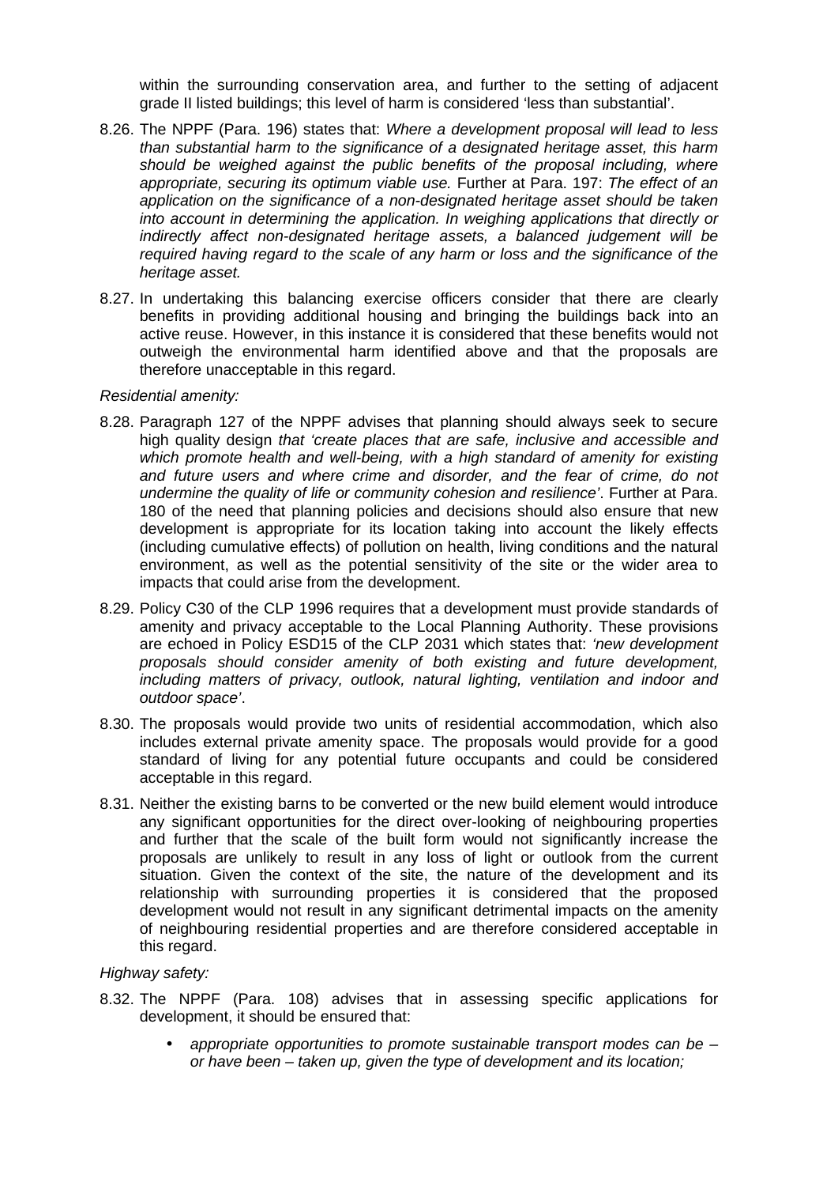within the surrounding conservation area, and further to the setting of adjacent grade II listed buildings; this level of harm is considered 'less than substantial'.

8.26. The NPPF (Para. 196) states that: *Where a development proposal will lead to less than substantial harm to the significance of a designated heritage asset, this harm should be weighed against the public benefits of the proposal including, where appropriate, securing its optimum viable use.* Further at Para. 197: *The effect of an application on the significance of a non-designated heritage asset should be taken into account in determining the application. In weighing applications that directly or indirectly affect non-designated heritage assets, a balanced judgement will be required having regard to the scale of any harm or loss and the significance of the heritage asset.*

8.27. In undertaking this balancing exercise officers consider that there are clearly benefits in providing additional housing and bringing the buildings back into an active reuse. However, in this instance it is considered that these benefits would not outweigh the environmental harm identified above and that the proposals are therefore unacceptable in this regard.

*Residential amenity:*

8.28. Paragraph 127 of the NPPF advises that planning should always seek to secure high quality design *that 'create places that are safe, inclusive and accessible and which promote health and well-being, with a high standard of amenity for existing and future users and where crime and disorder, and the fear of crime, do not undermine the quality of life or community cohesion and resilience'*. Further at Para. 180 of the need that planning policies and decisions should also ensure that new development is appropriate for its location taking into account the likely effects (including cumulative effects) of pollution on health, living conditions and the natural environment, as well as the potential sensitivity of the site or the wider area to impacts that could arise from the development.

8.29. Policy C30 of the CLP 1996 requires that a development must provide standards of amenity and privacy acceptable to the Local Planning Authority. These provisions are echoed in Policy ESD15 of the CLP 2031 which states that: *'new development proposals should consider amenity of both existing and future development, including matters of privacy, outlook, natural lighting, ventilation and indoor and outdoor space'*.

8.30. The proposals would provide two units of residential accommodation, which also includes external private amenity space. The proposals would provide for a good standard of living for any potential future occupants and could be considered acceptable in this regard.

8.31. Neither the existing barns to be converted or the new build element would introduce any significant opportunities for the direct over-looking of neighbouring properties and further that the scale of the built form would not significantly increase the proposals are unlikely to result in any loss of light or outlook from the current situation. Given the context of the site, the nature of the development and its relationship with surrounding properties it is considered that the proposed development would not result in any significant detrimental impacts on the amenity of neighbouring residential properties and are therefore considered acceptable in this regard.

*Highway safety:*

8.32. The NPPF (Para. 108) advises that in assessing specific applications for development, it should be ensured that:

- *appropriate opportunities to promote sustainable transport modes can be – or have been – taken up, given the type of development and its location;*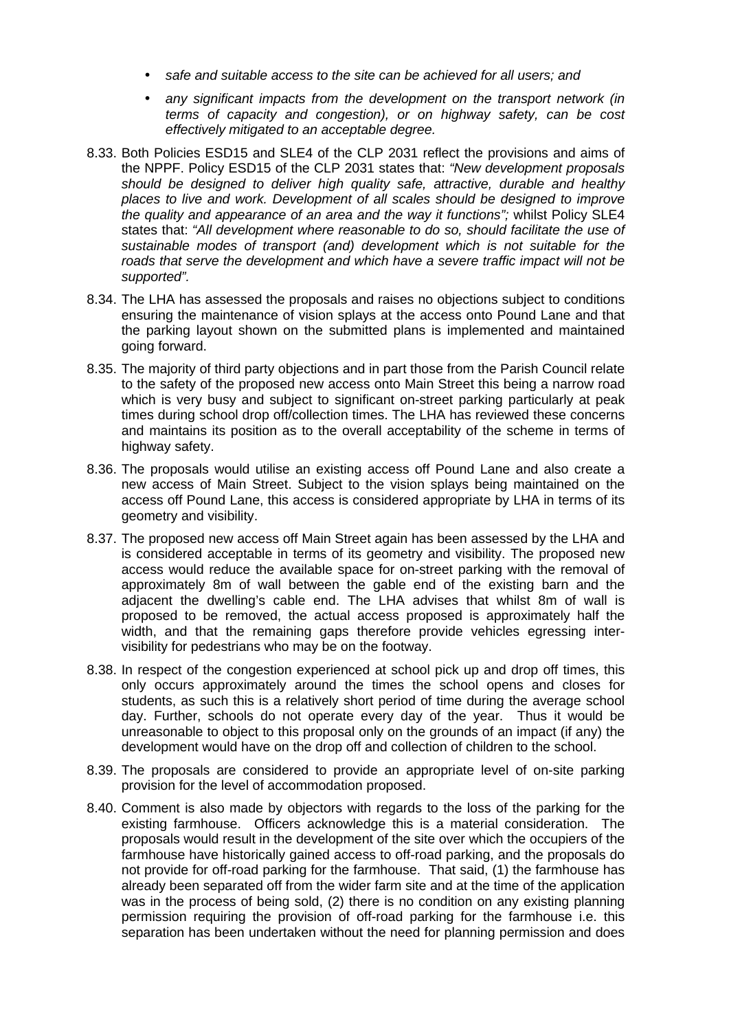- *safe and suitable access to the site can be achieved for all users; and*
- *any significant impacts from the development on the transport network (in terms of capacity and congestion), or on highway safety, can be cost effectively mitigated to an acceptable degree.*

8.33. Both Policies ESD15 and SLE4 of the CLP 2031 reflect the provisions and aims of the NPPF. Policy ESD15 of the CLP 2031 states that: *"New development proposals should be designed to deliver high quality safe, attractive, durable and healthy places to live and work. Development of all scales should be designed to improve the quality and appearance of an area and the way it functions";* whilst Policy SLE4 states that: *"All development where reasonable to do so, should facilitate the use of sustainable modes of transport (and) development which is not suitable for the roads that serve the development and which have a severe traffic impact will not be supported".*

8.34. The LHA has assessed the proposals and raises no objections subject to conditions ensuring the maintenance of vision splays at the access onto Pound Lane and that the parking layout shown on the submitted plans is implemented and maintained going forward.

8.35. The majority of third party objections and in part those from the Parish Council relate to the safety of the proposed new access onto Main Street this being a narrow road which is very busy and subject to significant on-street parking particularly at peak times during school drop off/collection times. The LHA has reviewed these concerns and maintains its position as to the overall acceptability of the scheme in terms of highway safety.

8.36. The proposals would utilise an existing access off Pound Lane and also create a new access of Main Street. Subject to the vision splays being maintained on the access off Pound Lane, this access is considered appropriate by LHA in terms of its geometry and visibility.

8.37. The proposed new access off Main Street again has been assessed by the LHA and is considered acceptable in terms of its geometry and visibility. The proposed new access would reduce the available space for on-street parking with the removal of approximately 8m of wall between the gable end of the existing barn and the adjacent the dwelling's cable end. The LHA advises that whilst 8m of wall is proposed to be removed, the actual access proposed is approximately half the width, and that the remaining gaps therefore provide vehicles egressing inter-visibility for pedestrians who may be on the footway.

8.38. In respect of the congestion experienced at school pick up and drop off times, this only occurs approximately around the times the school opens and closes for students, as such this is a relatively short period of time during the average school day. Further, schools do not operate every day of the year. Thus it would be unreasonable to object to this proposal only on the grounds of an impact (if any) the development would have on the drop off and collection of children to the school.

8.39. The proposals are considered to provide an appropriate level of on-site parking provision for the level of accommodation proposed.

8.40. Comment is also made by objectors with regards to the loss of the parking for the existing farmhouse. Officers acknowledge this is a material consideration. The proposals would result in the development of the site over which the occupiers of the farmhouse have historically gained access to off-road parking, and the proposals do not provide for off-road parking for the farmhouse. That said, (1) the farmhouse has already been separated off from the wider farm site and at the time of the application was in the process of being sold, (2) there is no condition on any existing planning permission requiring the provision of off-road parking for the farmhouse i.e. this separation has been undertaken without the need for planning permission and does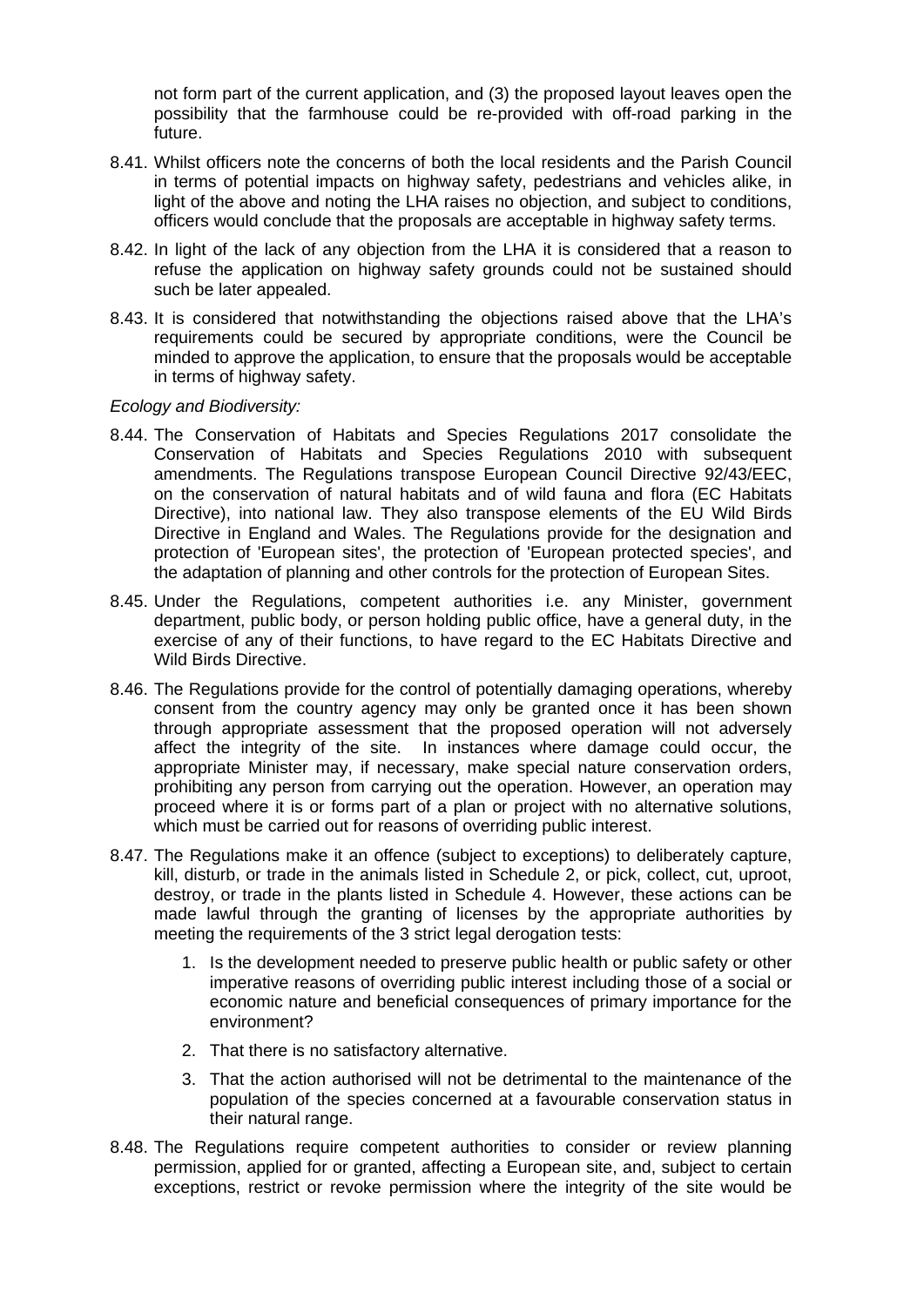not form part of the current application, and (3) the proposed layout leaves open the possibility that the farmhouse could be re-provided with off-road parking in the future.

8.41. Whilst officers note the concerns of both the local residents and the Parish Council in terms of potential impacts on highway safety, pedestrians and vehicles alike, in light of the above and noting the LHA raises no objection, and subject to conditions, officers would conclude that the proposals are acceptable in highway safety terms.

8.42. In light of the lack of any objection from the LHA it is considered that a reason to refuse the application on highway safety grounds could not be sustained should such be later appealed.

8.43. It is considered that notwithstanding the objections raised above that the LHA's requirements could be secured by appropriate conditions, were the Council be minded to approve the application, to ensure that the proposals would be acceptable in terms of highway safety.

*Ecology and Biodiversity:*

8.44. The Conservation of Habitats and Species Regulations 2017 consolidate the Conservation of Habitats and Species Regulations 2010 with subsequent amendments. The Regulations transpose European Council Directive 92/43/EEC, on the conservation of natural habitats and of wild fauna and flora (EC Habitats Directive), into national law. They also transpose elements of the EU Wild Birds Directive in England and Wales. The Regulations provide for the designation and protection of 'European sites', the protection of 'European protected species', and the adaptation of planning and other controls for the protection of European Sites.

8.45. Under the Regulations, competent authorities i.e. any Minister, government department, public body, or person holding public office, have a general duty, in the exercise of any of their functions, to have regard to the EC Habitats Directive and Wild Birds Directive.

8.46. The Regulations provide for the control of potentially damaging operations, whereby consent from the country agency may only be granted once it has been shown through appropriate assessment that the proposed operation will not adversely affect the integrity of the site. In instances where damage could occur, the appropriate Minister may, if necessary, make special nature conservation orders, prohibiting any person from carrying out the operation. However, an operation may proceed where it is or forms part of a plan or project with no alternative solutions, which must be carried out for reasons of overriding public interest.

8.47. The Regulations make it an offence (subject to exceptions) to deliberately capture, kill, disturb, or trade in the animals listed in Schedule 2, or pick, collect, cut, uproot, destroy, or trade in the plants listed in Schedule 4. However, these actions can be made lawful through the granting of licenses by the appropriate authorities by meeting the requirements of the 3 strict legal derogation tests:

1. Is the development needed to preserve public health or public safety or other imperative reasons of overriding public interest including those of a social or economic nature and beneficial consequences of primary importance for the environment?
2. That there is no satisfactory alternative.
3. That the action authorised will not be detrimental to the maintenance of the population of the species concerned at a favourable conservation status in their natural range.

8.48. The Regulations require competent authorities to consider or review planning permission, applied for or granted, affecting a European site, and, subject to certain exceptions, restrict or revoke permission where the integrity of the site would be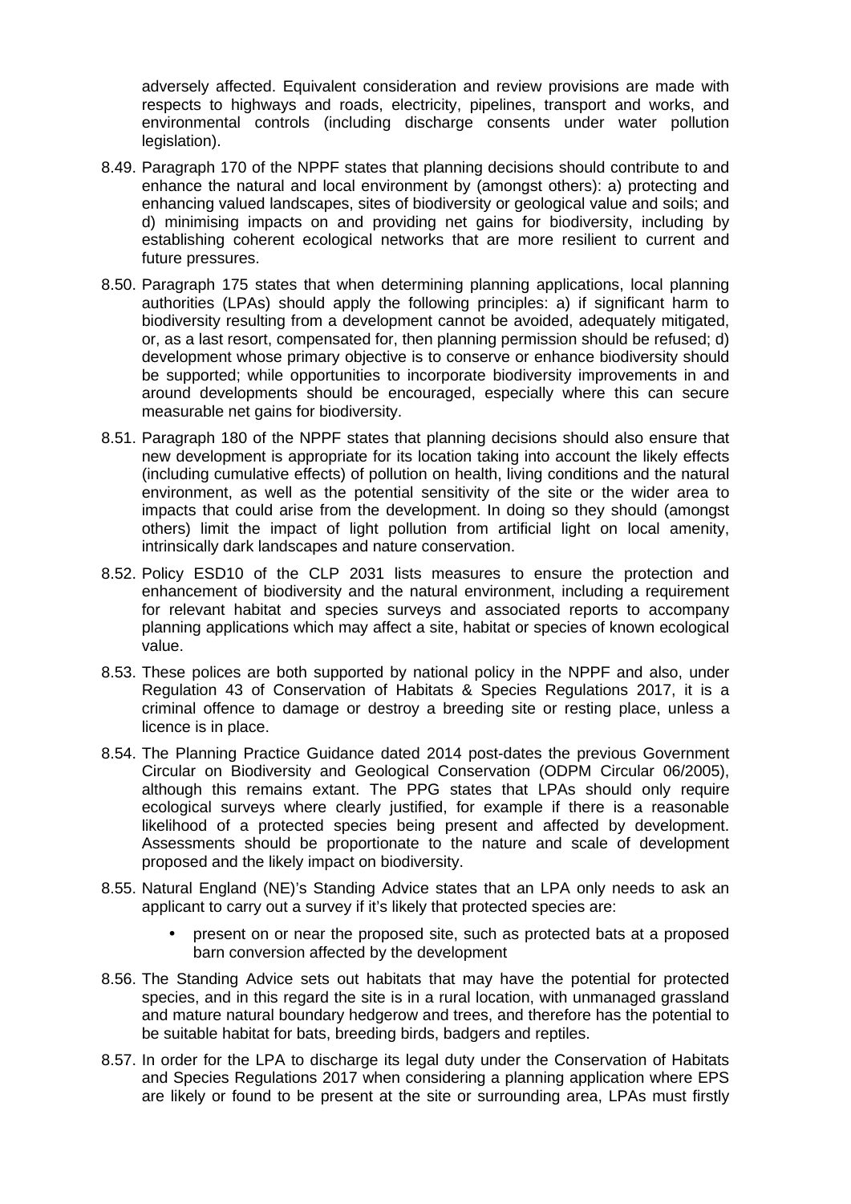adversely affected. Equivalent consideration and review provisions are made with respects to highways and roads, electricity, pipelines, transport and works, and environmental controls (including discharge consents under water pollution legislation).

8.49. Paragraph 170 of the NPPF states that planning decisions should contribute to and enhance the natural and local environment by (amongst others): a) protecting and enhancing valued landscapes, sites of biodiversity or geological value and soils; and d) minimising impacts on and providing net gains for biodiversity, including by establishing coherent ecological networks that are more resilient to current and future pressures.

8.50. Paragraph 175 states that when determining planning applications, local planning authorities (LPAs) should apply the following principles: a) if significant harm to biodiversity resulting from a development cannot be avoided, adequately mitigated, or, as a last resort, compensated for, then planning permission should be refused; d) development whose primary objective is to conserve or enhance biodiversity should be supported; while opportunities to incorporate biodiversity improvements in and around developments should be encouraged, especially where this can secure measurable net gains for biodiversity.

8.51. Paragraph 180 of the NPPF states that planning decisions should also ensure that new development is appropriate for its location taking into account the likely effects (including cumulative effects) of pollution on health, living conditions and the natural environment, as well as the potential sensitivity of the site or the wider area to impacts that could arise from the development. In doing so they should (amongst others) limit the impact of light pollution from artificial light on local amenity, intrinsically dark landscapes and nature conservation.

8.52. Policy ESD10 of the CLP 2031 lists measures to ensure the protection and enhancement of biodiversity and the natural environment, including a requirement for relevant habitat and species surveys and associated reports to accompany planning applications which may affect a site, habitat or species of known ecological value.

8.53. These polices are both supported by national policy in the NPPF and also, under Regulation 43 of Conservation of Habitats & Species Regulations 2017, it is a criminal offence to damage or destroy a breeding site or resting place, unless a licence is in place.

8.54. The Planning Practice Guidance dated 2014 post-dates the previous Government Circular on Biodiversity and Geological Conservation (ODPM Circular 06/2005), although this remains extant. The PPG states that LPAs should only require ecological surveys where clearly justified, for example if there is a reasonable likelihood of a protected species being present and affected by development. Assessments should be proportionate to the nature and scale of development proposed and the likely impact on biodiversity.

8.55. Natural England (NE)'s Standing Advice states that an LPA only needs to ask an applicant to carry out a survey if it's likely that protected species are:

- present on or near the proposed site, such as protected bats at a proposed barn conversion affected by the development

8.56. The Standing Advice sets out habitats that may have the potential for protected species, and in this regard the site is in a rural location, with unmanaged grassland and mature natural boundary hedgerow and trees, and therefore has the potential to be suitable habitat for bats, breeding birds, badgers and reptiles.

8.57. In order for the LPA to discharge its legal duty under the Conservation of Habitats and Species Regulations 2017 when considering a planning application where EPS are likely or found to be present at the site or surrounding area, LPAs must firstly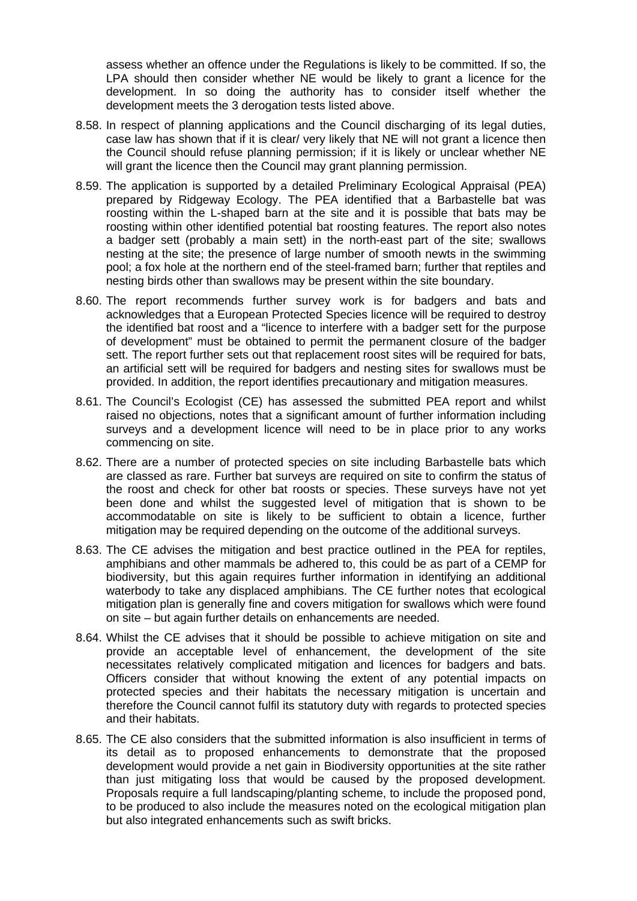assess whether an offence under the Regulations is likely to be committed. If so, the LPA should then consider whether NE would be likely to grant a licence for the development. In so doing the authority has to consider itself whether the development meets the 3 derogation tests listed above.

8.58. In respect of planning applications and the Council discharging of its legal duties, case law has shown that if it is clear/ very likely that NE will not grant a licence then the Council should refuse planning permission; if it is likely or unclear whether NE will grant the licence then the Council may grant planning permission.

8.59. The application is supported by a detailed Preliminary Ecological Appraisal (PEA) prepared by Ridgeway Ecology. The PEA identified that a Barbastelle bat was roosting within the L-shaped barn at the site and it is possible that bats may be roosting within other identified potential bat roosting features. The report also notes a badger sett (probably a main sett) in the north-east part of the site; swallows nesting at the site; the presence of large number of smooth newts in the swimming pool; a fox hole at the northern end of the steel-framed barn; further that reptiles and nesting birds other than swallows may be present within the site boundary.

8.60. The report recommends further survey work is for badgers and bats and acknowledges that a European Protected Species licence will be required to destroy the identified bat roost and a "licence to interfere with a badger sett for the purpose of development" must be obtained to permit the permanent closure of the badger sett. The report further sets out that replacement roost sites will be required for bats, an artificial sett will be required for badgers and nesting sites for swallows must be provided. In addition, the report identifies precautionary and mitigation measures.

8.61. The Council's Ecologist (CE) has assessed the submitted PEA report and whilst raised no objections, notes that a significant amount of further information including surveys and a development licence will need to be in place prior to any works commencing on site.

8.62. There are a number of protected species on site including Barbastelle bats which are classed as rare. Further bat surveys are required on site to confirm the status of the roost and check for other bat roosts or species. These surveys have not yet been done and whilst the suggested level of mitigation that is shown to be accommodatable on site is likely to be sufficient to obtain a licence, further mitigation may be required depending on the outcome of the additional surveys.

8.63. The CE advises the mitigation and best practice outlined in the PEA for reptiles, amphibians and other mammals be adhered to, this could be as part of a CEMP for biodiversity, but this again requires further information in identifying an additional waterbody to take any displaced amphibians. The CE further notes that ecological mitigation plan is generally fine and covers mitigation for swallows which were found on site – but again further details on enhancements are needed.

8.64. Whilst the CE advises that it should be possible to achieve mitigation on site and provide an acceptable level of enhancement, the development of the site necessitates relatively complicated mitigation and licences for badgers and bats. Officers consider that without knowing the extent of any potential impacts on protected species and their habitats the necessary mitigation is uncertain and therefore the Council cannot fulfil its statutory duty with regards to protected species and their habitats.

8.65. The CE also considers that the submitted information is also insufficient in terms of its detail as to proposed enhancements to demonstrate that the proposed development would provide a net gain in Biodiversity opportunities at the site rather than just mitigating loss that would be caused by the proposed development. Proposals require a full landscaping/planting scheme, to include the proposed pond, to be produced to also include the measures noted on the ecological mitigation plan but also integrated enhancements such as swift bricks.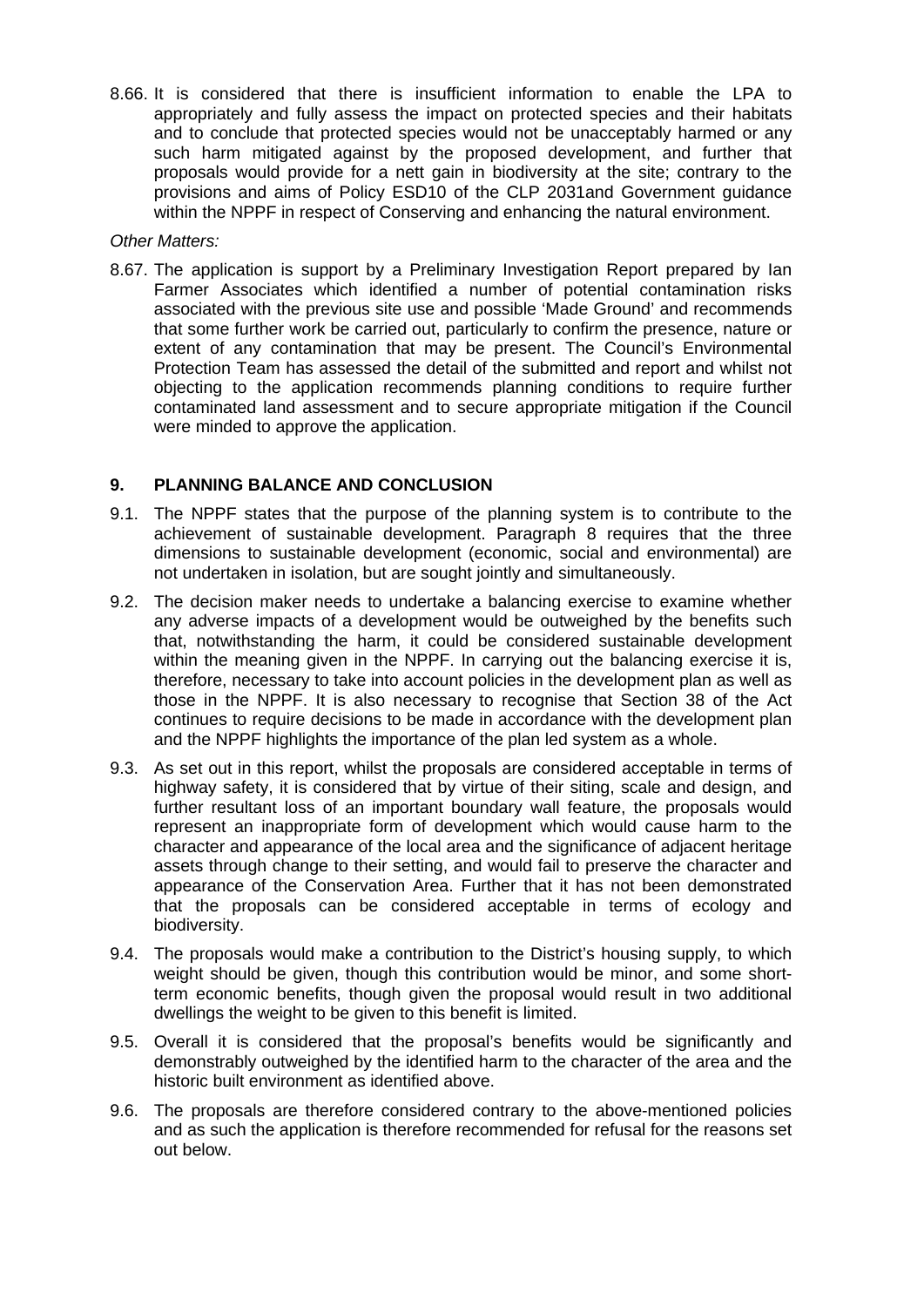8.66. It is considered that there is insufficient information to enable the LPA to appropriately and fully assess the impact on protected species and their habitats and to conclude that protected species would not be unacceptably harmed or any such harm mitigated against by the proposed development, and further that proposals would provide for a nett gain in biodiversity at the site; contrary to the provisions and aims of Policy ESD10 of the CLP 2031and Government guidance within the NPPF in respect of Conserving and enhancing the natural environment.

*Other Matters:*

8.67. The application is support by a Preliminary Investigation Report prepared by Ian Farmer Associates which identified a number of potential contamination risks associated with the previous site use and possible 'Made Ground' and recommends that some further work be carried out, particularly to confirm the presence, nature or extent of any contamination that may be present. The Council's Environmental Protection Team has assessed the detail of the submitted and report and whilst not objecting to the application recommends planning conditions to require further contaminated land assessment and to secure appropriate mitigation if the Council were minded to approve the application.

## 9. PLANNING BALANCE AND CONCLUSION

9.1. The NPPF states that the purpose of the planning system is to contribute to the achievement of sustainable development. Paragraph 8 requires that the three dimensions to sustainable development (economic, social and environmental) are not undertaken in isolation, but are sought jointly and simultaneously.

9.2. The decision maker needs to undertake a balancing exercise to examine whether any adverse impacts of a development would be outweighed by the benefits such that, notwithstanding the harm, it could be considered sustainable development within the meaning given in the NPPF. In carrying out the balancing exercise it is, therefore, necessary to take into account policies in the development plan as well as those in the NPPF. It is also necessary to recognise that Section 38 of the Act continues to require decisions to be made in accordance with the development plan and the NPPF highlights the importance of the plan led system as a whole.

9.3. As set out in this report, whilst the proposals are considered acceptable in terms of highway safety, it is considered that by virtue of their siting, scale and design, and further resultant loss of an important boundary wall feature, the proposals would represent an inappropriate form of development which would cause harm to the character and appearance of the local area and the significance of adjacent heritage assets through change to their setting, and would fail to preserve the character and appearance of the Conservation Area. Further that it has not been demonstrated that the proposals can be considered acceptable in terms of ecology and biodiversity.

9.4. The proposals would make a contribution to the District's housing supply, to which weight should be given, though this contribution would be minor, and some short-term economic benefits, though given the proposal would result in two additional dwellings the weight to be given to this benefit is limited.

9.5. Overall it is considered that the proposal's benefits would be significantly and demonstrably outweighed by the identified harm to the character of the area and the historic built environment as identified above.

9.6. The proposals are therefore considered contrary to the above-mentioned policies and as such the application is therefore recommended for refusal for the reasons set out below.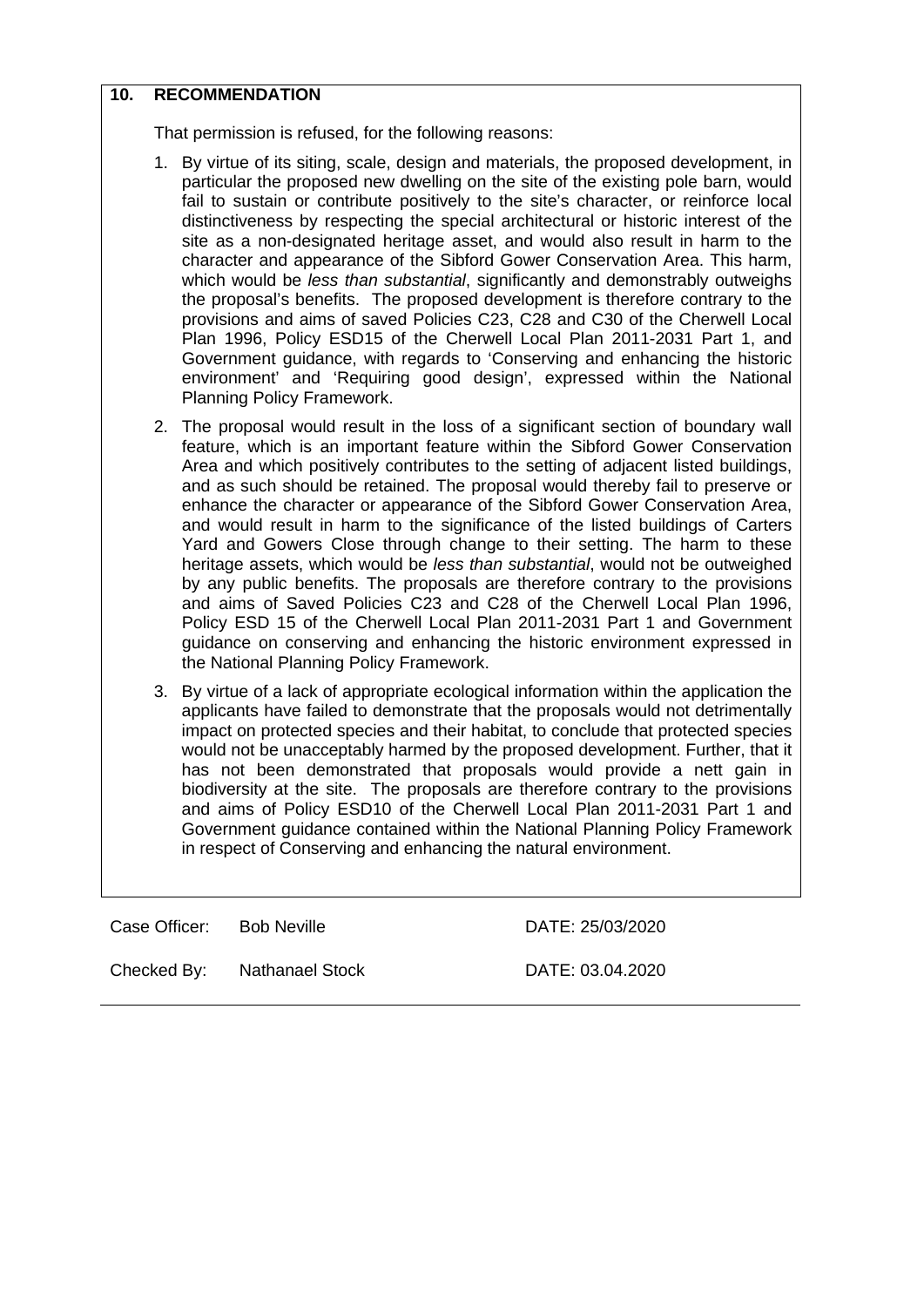## 10. RECOMMENDATION

That permission is refused, for the following reasons:

1. By virtue of its siting, scale, design and materials, the proposed development, in particular the proposed new dwelling on the site of the existing pole barn, would fail to sustain or contribute positively to the site's character, or reinforce local distinctiveness by respecting the special architectural or historic interest of the site as a non-designated heritage asset, and would also result in harm to the character and appearance of the Sibford Gower Conservation Area. This harm, which would be *less than substantial*, significantly and demonstrably outweighs the proposal's benefits. The proposed development is therefore contrary to the provisions and aims of saved Policies C23, C28 and C30 of the Cherwell Local Plan 1996, Policy ESD15 of the Cherwell Local Plan 2011-2031 Part 1, and Government guidance, with regards to 'Conserving and enhancing the historic environment' and 'Requiring good design', expressed within the National Planning Policy Framework.

2. The proposal would result in the loss of a significant section of boundary wall feature, which is an important feature within the Sibford Gower Conservation Area and which positively contributes to the setting of adjacent listed buildings, and as such should be retained. The proposal would thereby fail to preserve or enhance the character or appearance of the Sibford Gower Conservation Area, and would result in harm to the significance of the listed buildings of Carters Yard and Gowers Close through change to their setting. The harm to these heritage assets, which would be *less than substantial*, would not be outweighed by any public benefits. The proposals are therefore contrary to the provisions and aims of Saved Policies C23 and C28 of the Cherwell Local Plan 1996, Policy ESD 15 of the Cherwell Local Plan 2011-2031 Part 1 and Government guidance on conserving and enhancing the historic environment expressed in the National Planning Policy Framework.

3. By virtue of a lack of appropriate ecological information within the application the applicants have failed to demonstrate that the proposals would not detrimentally impact on protected species and their habitat, to conclude that protected species would not be unacceptably harmed by the proposed development. Further, that it has not been demonstrated that proposals would provide a nett gain in biodiversity at the site. The proposals are therefore contrary to the provisions and aims of Policy ESD10 of the Cherwell Local Plan 2011-2031 Part 1 and Government guidance contained within the National Planning Policy Framework in respect of Conserving and enhancing the natural environment.

| | | |
|---|---|---|
| Case Officer: | Bob Neville | DATE: 25/03/2020 |
| Checked By: | Nathanael Stock | DATE: 03.04.2020 |